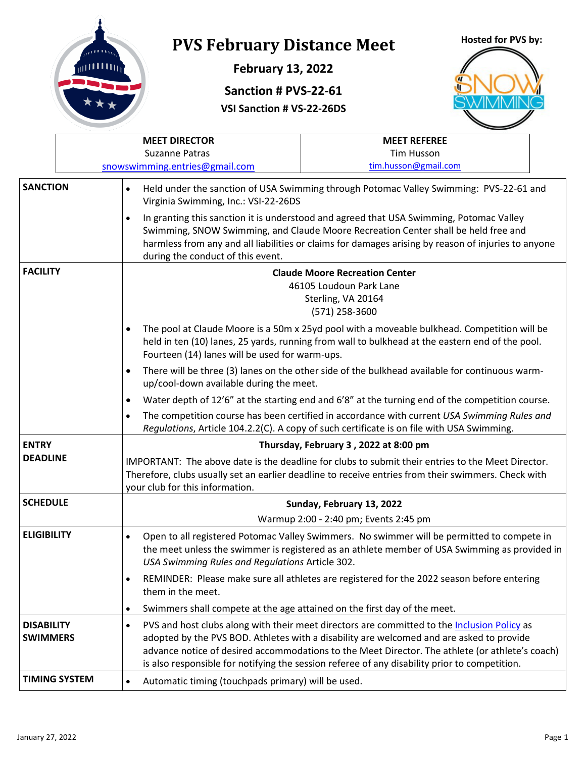# PVS February Distance Meet

**February 13, 2022**

**Sanction # PVS-22-61**

**VSI Sanction # VS-22-26DS**

**Hosted for PVS by:**

| MEET DIRECTOR | MEET REFEREE |
|---|---|
| Suzanne Patras | Tim Husson |
| snowswimming.entries@gmail.com | tim.husson@gmail.com |

| | |
|---|---|
| **SANCTION** | • Held under the sanction of USA Swimming through Potomac Valley Swimming: PVS-22-61 and Virginia Swimming, Inc.: VSI-22-26DS<br>• In granting this sanction it is understood and agreed that USA Swimming, Potomac Valley Swimming, SNOW Swimming, and Claude Moore Recreation Center shall be held free and harmless from any and all liabilities or claims for damages arising by reason of injuries to anyone during the conduct of this event. |
| **FACILITY** | **Claude Moore Recreation Center**<br>46105 Loudoun Park Lane<br>Sterling, VA 20164<br>(571) 258-3600<br>• The pool at Claude Moore is a 50m x 25yd pool with a moveable bulkhead. Competition will be held in ten (10) lanes, 25 yards, running from wall to bulkhead at the eastern end of the pool. Fourteen (14) lanes will be used for warm-ups.<br>• There will be three (3) lanes on the other side of the bulkhead available for continuous warm-up/cool-down available during the meet.<br>• Water depth of 12'6" at the starting end and 6'8" at the turning end of the competition course.<br>• The competition course has been certified in accordance with current *USA Swimming Rules and Regulations*, Article 104.2.2(C). A copy of such certificate is on file with USA Swimming. |
| **ENTRY DEADLINE** | **Thursday, February 3 , 2022 at 8:00 pm**<br>IMPORTANT: The above date is the deadline for clubs to submit their entries to the Meet Director. Therefore, clubs usually set an earlier deadline to receive entries from their swimmers. Check with your club for this information. |
| **SCHEDULE** | **Sunday, February 13, 2022**<br>Warmup 2:00 - 2:40 pm; Events 2:45 pm |
| **ELIGIBILITY** | • Open to all registered Potomac Valley Swimmers. No swimmer will be permitted to compete in the meet unless the swimmer is registered as an athlete member of USA Swimming as provided in *USA Swimming Rules and Regulations* Article 302.<br>• REMINDER: Please make sure all athletes are registered for the 2022 season before entering them in the meet.<br>• Swimmers shall compete at the age attained on the first day of the meet. |
| **DISABILITY SWIMMERS** | • PVS and host clubs along with their meet directors are committed to the Inclusion Policy as adopted by the PVS BOD. Athletes with a disability are welcomed and are asked to provide advance notice of desired accommodations to the Meet Director. The athlete (or athlete's coach) is also responsible for notifying the session referee of any disability prior to competition. |
| **TIMING SYSTEM** | • Automatic timing (touchpads primary) will be used. |

January 27, 2022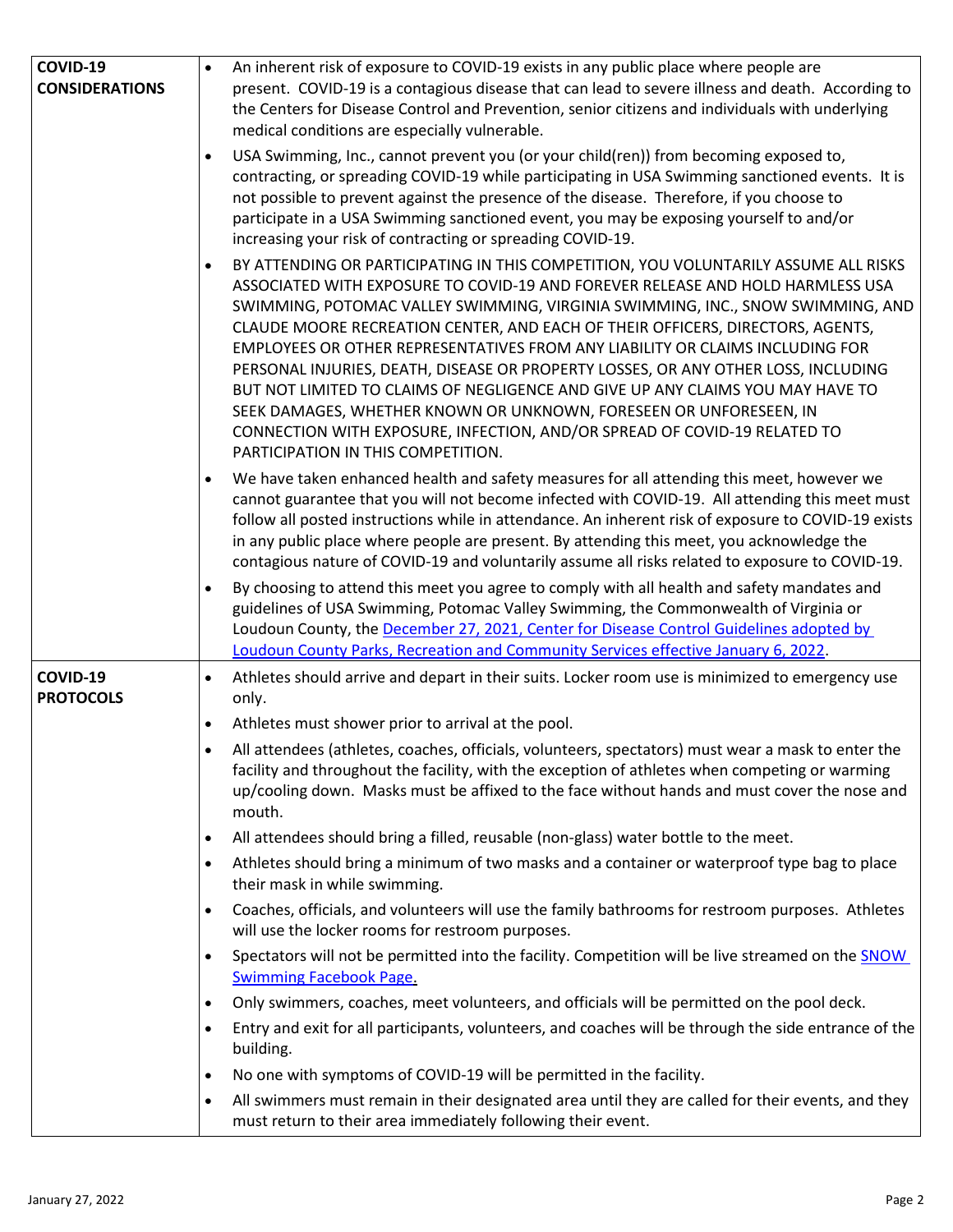| | |
|---|---|
| **COVID-19 CONSIDERATIONS** | • An inherent risk of exposure to COVID-19 exists in any public place where people are present. COVID-19 is a contagious disease that can lead to severe illness and death. According to the Centers for Disease Control and Prevention, senior citizens and individuals with underlying medical conditions are especially vulnerable.<br>• USA Swimming, Inc., cannot prevent you (or your child(ren)) from becoming exposed to, contracting, or spreading COVID-19 while participating in USA Swimming sanctioned events. It is not possible to prevent against the presence of the disease. Therefore, if you choose to participate in a USA Swimming sanctioned event, you may be exposing yourself to and/or increasing your risk of contracting or spreading COVID-19.<br>• BY ATTENDING OR PARTICIPATING IN THIS COMPETITION, YOU VOLUNTARILY ASSUME ALL RISKS ASSOCIATED WITH EXPOSURE TO COVID-19 AND FOREVER RELEASE AND HOLD HARMLESS USA SWIMMING, POTOMAC VALLEY SWIMMING, VIRGINIA SWIMMING, INC., SNOW SWIMMING, AND CLAUDE MOORE RECREATION CENTER, AND EACH OF THEIR OFFICERS, DIRECTORS, AGENTS, EMPLOYEES OR OTHER REPRESENTATIVES FROM ANY LIABILITY OR CLAIMS INCLUDING FOR PERSONAL INJURIES, DEATH, DISEASE OR PROPERTY LOSSES, OR ANY OTHER LOSS, INCLUDING BUT NOT LIMITED TO CLAIMS OF NEGLIGENCE AND GIVE UP ANY CLAIMS YOU MAY HAVE TO SEEK DAMAGES, WHETHER KNOWN OR UNKNOWN, FORESEEN OR UNFORESEEN, IN CONNECTION WITH EXPOSURE, INFECTION, AND/OR SPREAD OF COVID-19 RELATED TO PARTICIPATION IN THIS COMPETITION.<br>• We have taken enhanced health and safety measures for all attending this meet, however we cannot guarantee that you will not become infected with COVID-19. All attending this meet must follow all posted instructions while in attendance. An inherent risk of exposure to COVID-19 exists in any public place where people are present. By attending this meet, you acknowledge the contagious nature of COVID-19 and voluntarily assume all risks related to exposure to COVID-19.<br>• By choosing to attend this meet you agree to comply with all health and safety mandates and guidelines of USA Swimming, Potomac Valley Swimming, the Commonwealth of Virginia or Loudoun County, the December 27, 2021, Center for Disease Control Guidelines adopted by Loudoun County Parks, Recreation and Community Services effective January 6, 2022. |
| **COVID-19 PROTOCOLS** | • Athletes should arrive and depart in their suits. Locker room use is minimized to emergency use only.<br>• Athletes must shower prior to arrival at the pool.<br>• All attendees (athletes, coaches, officials, volunteers, spectators) must wear a mask to enter the facility and throughout the facility, with the exception of athletes when competing or warming up/cooling down. Masks must be affixed to the face without hands and must cover the nose and mouth.<br>• All attendees should bring a filled, reusable (non-glass) water bottle to the meet.<br>• Athletes should bring a minimum of two masks and a container or waterproof type bag to place their mask in while swimming.<br>• Coaches, officials, and volunteers will use the family bathrooms for restroom purposes. Athletes will use the locker rooms for restroom purposes.<br>• Spectators will not be permitted into the facility. Competition will be live streamed on the SNOW Swimming Facebook Page.<br>• Only swimmers, coaches, meet volunteers, and officials will be permitted on the pool deck.<br>• Entry and exit for all participants, volunteers, and coaches will be through the side entrance of the building.<br>• No one with symptoms of COVID-19 will be permitted in the facility.<br>• All swimmers must remain in their designated area until they are called for their events, and they must return to their area immediately following their event. |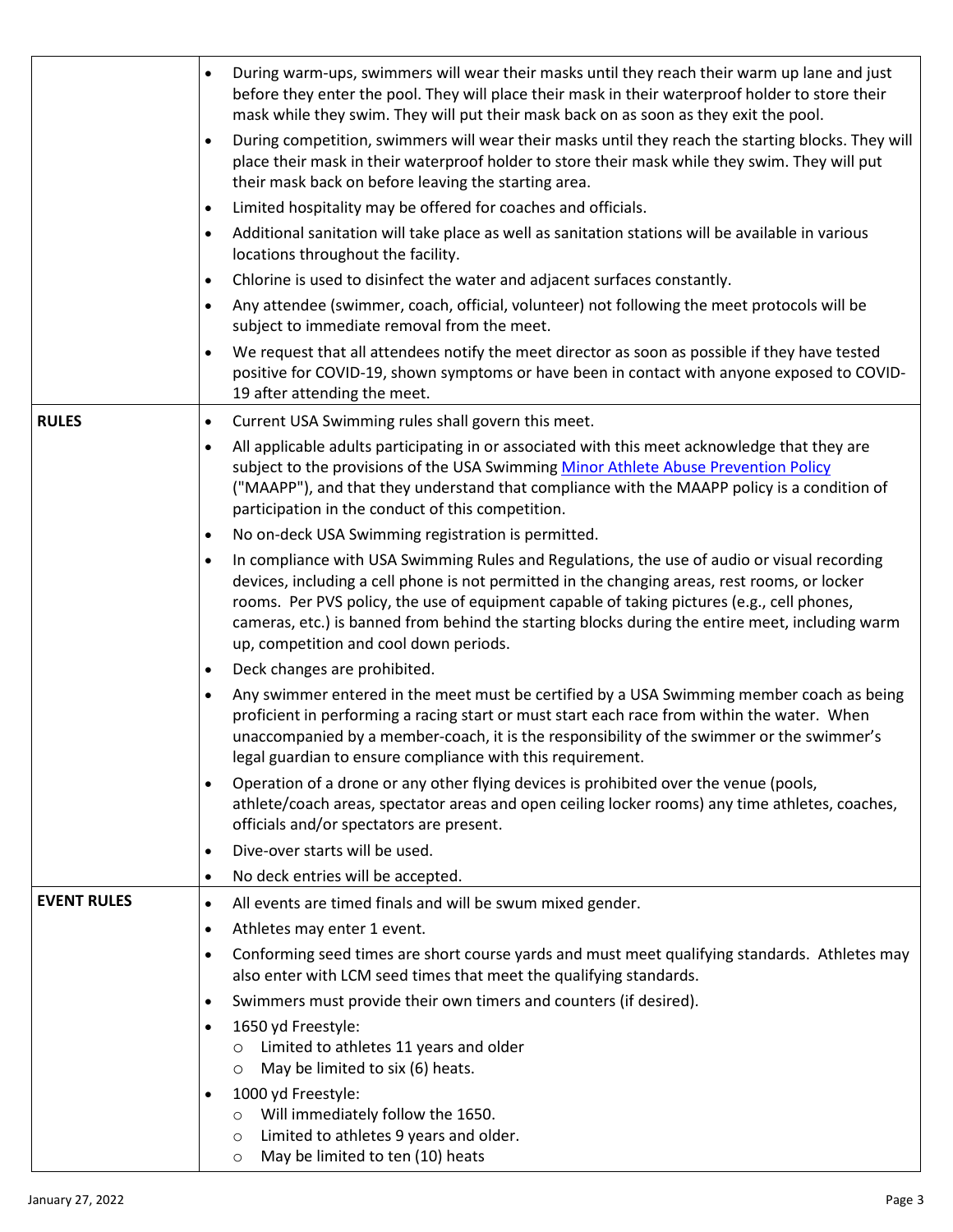| | |
|---|---|
| | • During warm-ups, swimmers will wear their masks until they reach their warm up lane and just before they enter the pool. They will place their mask in their waterproof holder to store their mask while they swim. They will put their mask back on as soon as they exit the pool.<br>• During competition, swimmers will wear their masks until they reach the starting blocks. They will place their mask in their waterproof holder to store their mask while they swim. They will put their mask back on before leaving the starting area.<br>• Limited hospitality may be offered for coaches and officials.<br>• Additional sanitation will take place as well as sanitation stations will be available in various locations throughout the facility.<br>• Chlorine is used to disinfect the water and adjacent surfaces constantly.<br>• Any attendee (swimmer, coach, official, volunteer) not following the meet protocols will be subject to immediate removal from the meet.<br>• We request that all attendees notify the meet director as soon as possible if they have tested positive for COVID-19, shown symptoms or have been in contact with anyone exposed to COVID-19 after attending the meet. |
| **RULES** | • Current USA Swimming rules shall govern this meet.<br>• All applicable adults participating in or associated with this meet acknowledge that they are subject to the provisions of the USA Swimming Minor Athlete Abuse Prevention Policy ("MAAPP"), and that they understand that compliance with the MAAPP policy is a condition of participation in the conduct of this competition.<br>• No on-deck USA Swimming registration is permitted.<br>• In compliance with USA Swimming Rules and Regulations, the use of audio or visual recording devices, including a cell phone is not permitted in the changing areas, rest rooms, or locker rooms. Per PVS policy, the use of equipment capable of taking pictures (e.g., cell phones, cameras, etc.) is banned from behind the starting blocks during the entire meet, including warm up, competition and cool down periods.<br>• Deck changes are prohibited.<br>• Any swimmer entered in the meet must be certified by a USA Swimming member coach as being proficient in performing a racing start or must start each race from within the water. When unaccompanied by a member-coach, it is the responsibility of the swimmer or the swimmer's legal guardian to ensure compliance with this requirement.<br>• Operation of a drone or any other flying devices is prohibited over the venue (pools, athlete/coach areas, spectator areas and open ceiling locker rooms) any time athletes, coaches, officials and/or spectators are present.<br>• Dive-over starts will be used.<br>• No deck entries will be accepted. |
| **EVENT RULES** | • All events are timed finals and will be swum mixed gender.<br>• Athletes may enter 1 event.<br>• Conforming seed times are short course yards and must meet qualifying standards. Athletes may also enter with LCM seed times that meet the qualifying standards.<br>• Swimmers must provide their own timers and counters (if desired).<br>• 1650 yd Freestyle:<br>&nbsp;&nbsp;○ Limited to athletes 11 years and older<br>&nbsp;&nbsp;○ May be limited to six (6) heats.<br>• 1000 yd Freestyle:<br>&nbsp;&nbsp;○ Will immediately follow the 1650.<br>&nbsp;&nbsp;○ Limited to athletes 9 years and older.<br>&nbsp;&nbsp;○ May be limited to ten (10) heats |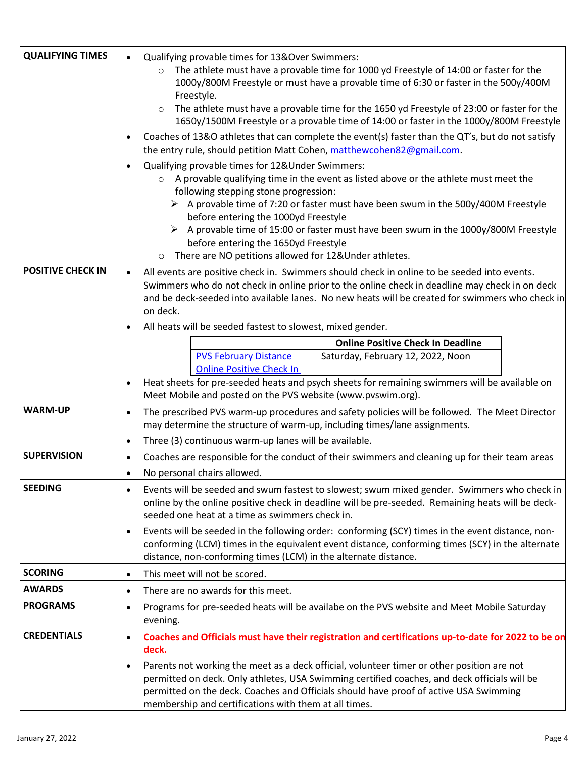| | |
|---|---|
| **QUALIFYING TIMES** | • Qualifying provable times for 13&Over Swimmers:<br>○ The athlete must have a provable time for 1000 yd Freestyle of 14:00 or faster for the 1000y/800M Freestyle or must have a provable time of 6:30 or faster in the 500y/400M Freestyle.<br>○ The athlete must have a provable time for the 1650 yd Freestyle of 23:00 or faster for the 1650y/1500M Freestyle or a provable time of 14:00 or faster in the 1000y/800M Freestyle<br>• Coaches of 13&O athletes that can complete the event(s) faster than the QT's, but do not satisfy the entry rule, should petition Matt Cohen, matthewcohen82@gmail.com.<br>• Qualifying provable times for 12&Under Swimmers:<br>○ A provable qualifying time in the event as listed above or the athlete must meet the following stepping stone progression:<br>➢ A provable time of 7:20 or faster must have been swum in the 500y/400M Freestyle before entering the 1000yd Freestyle<br>➢ A provable time of 15:00 or faster must have been swum in the 1000y/800M Freestyle before entering the 1650yd Freestyle<br>○ There are NO petitions allowed for 12&Under athletes. |
| **POSITIVE CHECK IN** | • All events are positive check in. Swimmers should check in online to be seeded into events. Swimmers who do not check in online prior to the online check in deadline may check in on deck and be deck-seeded into available lanes. No new heats will be created for swimmers who check in on deck.<br>• All heats will be seeded fastest to slowest, mixed gender.<br><br>PVS February Distance Online Positive Check In — **Online Positive Check In Deadline**: Saturday, February 12, 2022, Noon<br><br>• Heat sheets for pre-seeded heats and psych sheets for remaining swimmers will be available on Meet Mobile and posted on the PVS website (www.pvswim.org). |
| **WARM-UP** | • The prescribed PVS warm-up procedures and safety policies will be followed. The Meet Director may determine the structure of warm-up, including times/lane assignments.<br>• Three (3) continuous warm-up lanes will be available. |
| **SUPERVISION** | • Coaches are responsible for the conduct of their swimmers and cleaning up for their team areas<br>• No personal chairs allowed. |
| **SEEDING** | • Events will be seeded and swum fastest to slowest; swum mixed gender. Swimmers who check in online by the online positive check in deadline will be pre-seeded. Remaining heats will be deck-seeded one heat at a time as swimmers check in.<br>• Events will be seeded in the following order: conforming (SCY) times in the event distance, non-conforming (LCM) times in the equivalent event distance, conforming times (SCY) in the alternate distance, non-conforming times (LCM) in the alternate distance. |
| **SCORING** | • This meet will not be scored. |
| **AWARDS** | • There are no awards for this meet. |
| **PROGRAMS** | • Programs for pre-seeded heats will be availabe on the PVS website and Meet Mobile Saturday evening. |
| **CREDENTIALS** | • **Coaches and Officials must have their registration and certifications up-to-date for 2022 to be on deck.**<br>• Parents not working the meet as a deck official, volunteer timer or other position are not permitted on deck. Only athletes, USA Swimming certified coaches, and deck officials will be permitted on the deck. Coaches and Officials should have proof of active USA Swimming membership and certifications with them at all times. |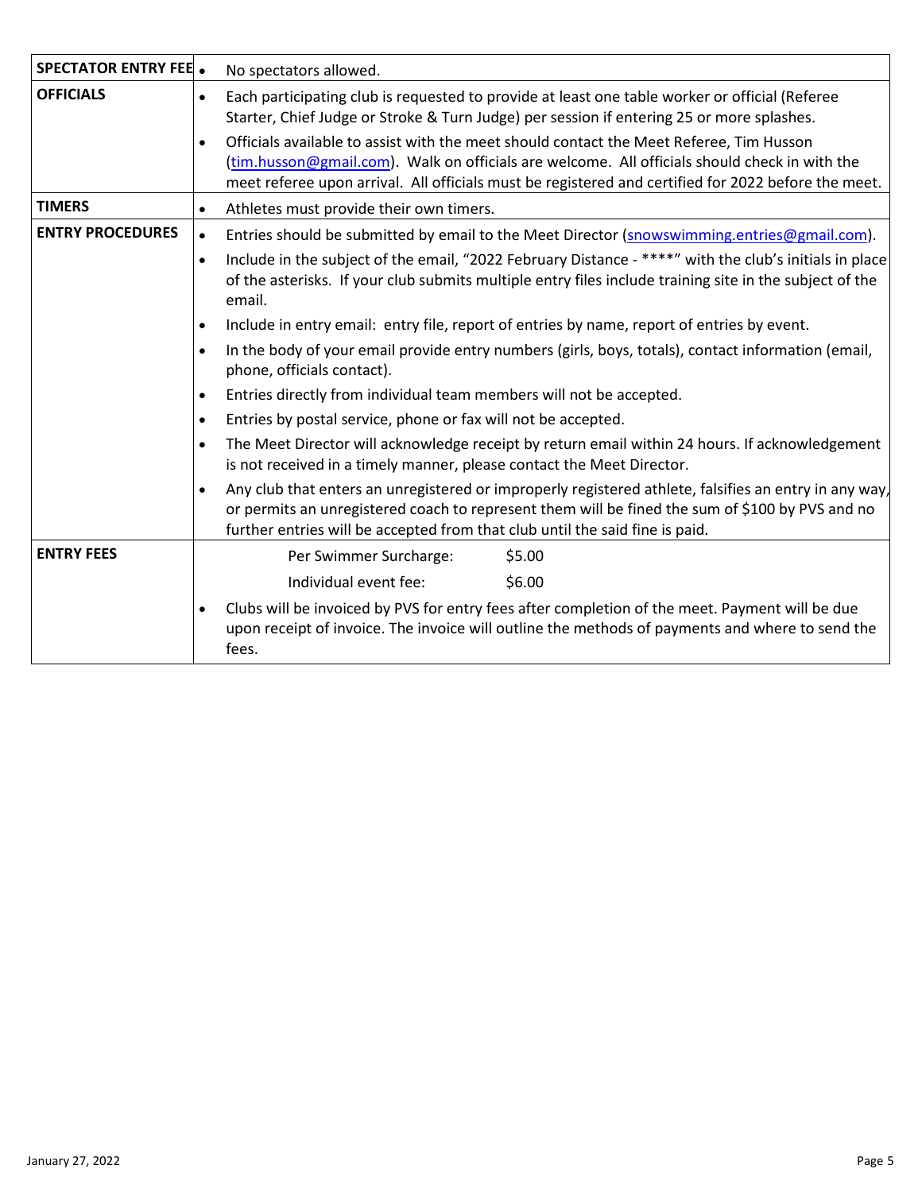| | |
|---|---|
| **SPECTATOR ENTRY FEE** | • No spectators allowed. |
| **OFFICIALS** | • Each participating club is requested to provide at least one table worker or official (Referee Starter, Chief Judge or Stroke & Turn Judge) per session if entering 25 or more splashes.<br>• Officials available to assist with the meet should contact the Meet Referee, Tim Husson (tim.husson@gmail.com). Walk on officials are welcome. All officials should check in with the meet referee upon arrival. All officials must be registered and certified for 2022 before the meet. |
| **TIMERS** | • Athletes must provide their own timers. |
| **ENTRY PROCEDURES** | • Entries should be submitted by email to the Meet Director (snowswimming.entries@gmail.com).<br>• Include in the subject of the email, "2022 February Distance - ****" with the club's initials in place of the asterisks. If your club submits multiple entry files include training site in the subject of the email.<br>• Include in entry email: entry file, report of entries by name, report of entries by event.<br>• In the body of your email provide entry numbers (girls, boys, totals), contact information (email, phone, officials contact).<br>• Entries directly from individual team members will not be accepted.<br>• Entries by postal service, phone or fax will not be accepted.<br>• The Meet Director will acknowledge receipt by return email within 24 hours. If acknowledgement is not received in a timely manner, please contact the Meet Director.<br>• Any club that enters an unregistered or improperly registered athlete, falsifies an entry in any way, or permits an unregistered coach to represent them will be fined the sum of $100 by PVS and no further entries will be accepted from that club until the said fine is paid. |
| **ENTRY FEES** | Per Swimmer Surcharge: $5.00<br>Individual event fee: $6.00<br>• Clubs will be invoiced by PVS for entry fees after completion of the meet. Payment will be due upon receipt of invoice. The invoice will outline the methods of payments and where to send the fees. |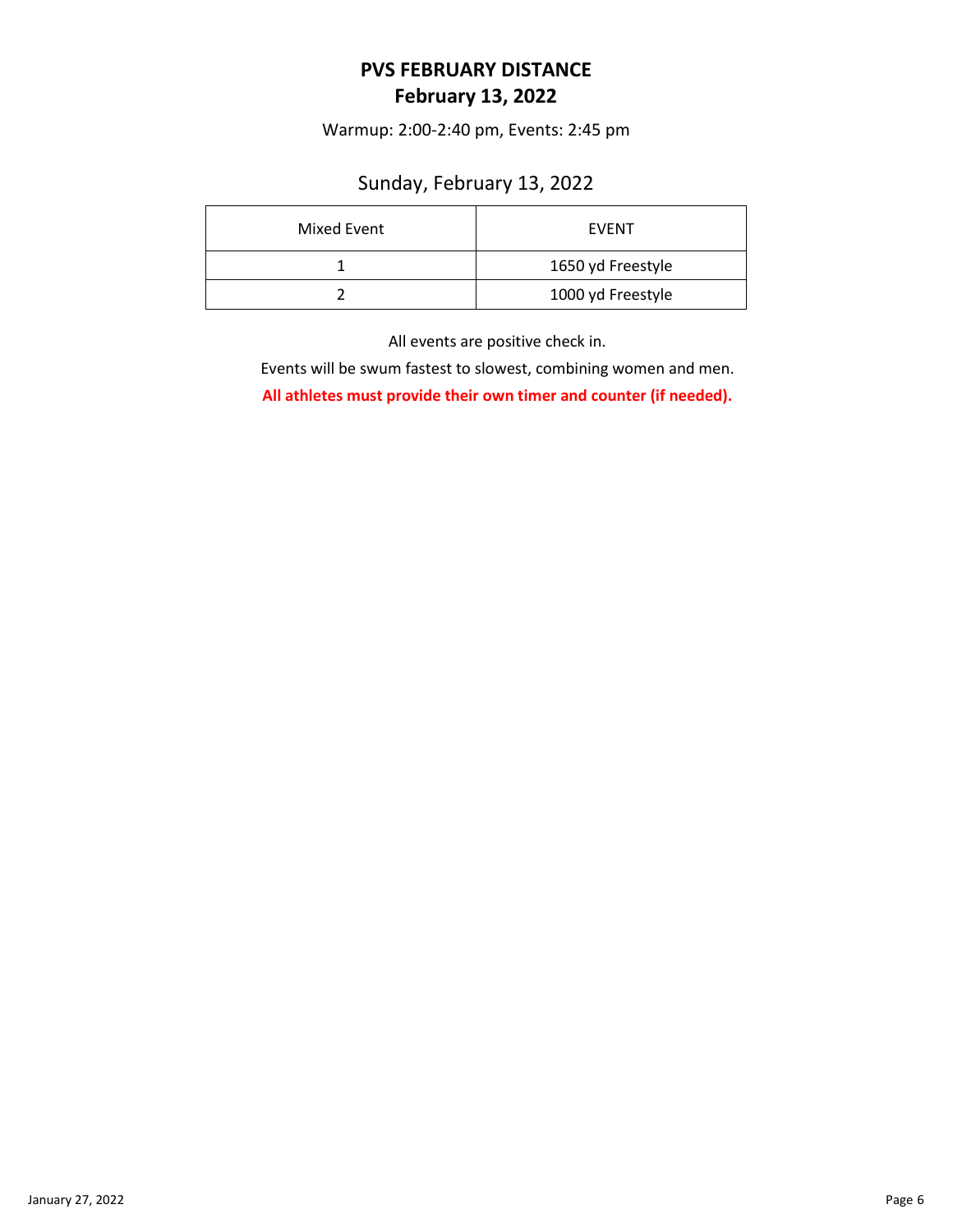# PVS FEBRUARY DISTANCE
# February 13, 2022

Warmup: 2:00-2:40 pm, Events: 2:45 pm

## Sunday, February 13, 2022

| Mixed Event | EVENT |
|---|---|
| 1 | 1650 yd Freestyle |
| 2 | 1000 yd Freestyle |

All events are positive check in.

Events will be swum fastest to slowest, combining women and men.

**All athletes must provide their own timer and counter (if needed).**